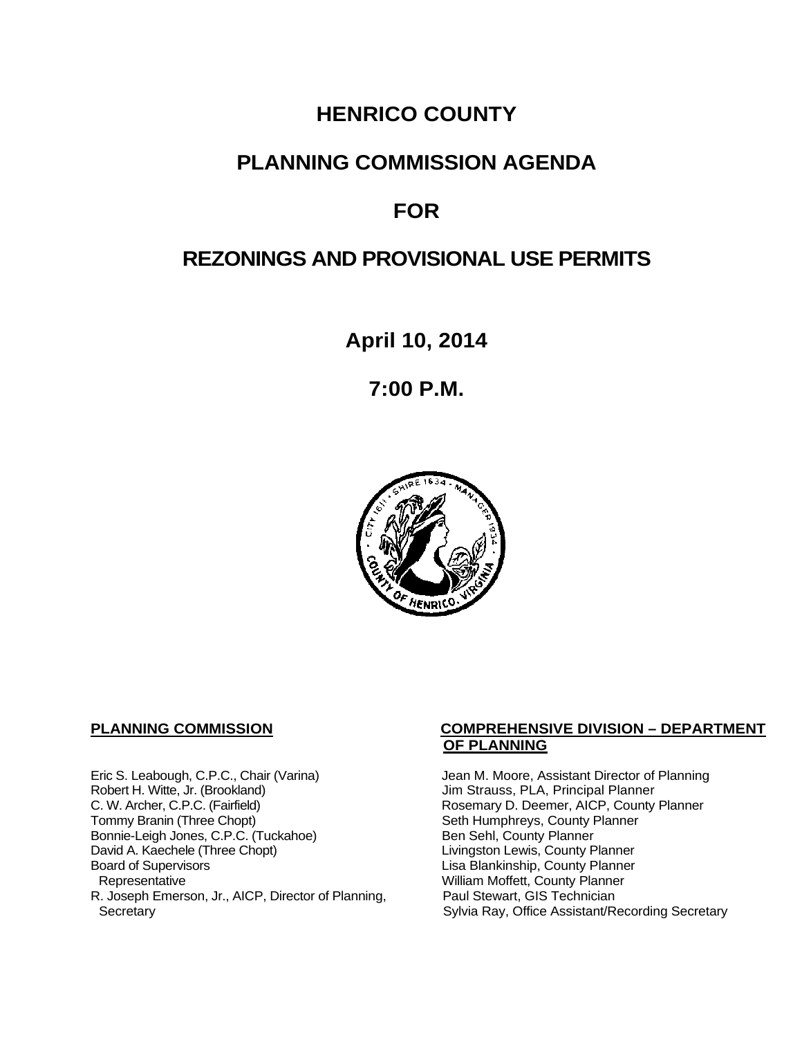# HENRICO COUNTY

# PLANNING COMMISSION AGENDA

# FOR

# REZONINGS AND PROVISIONAL USE PERMITS

**April 10, 2014**

**7:00 P.M.**

**PLANNING COMMISSION**

Eric S. Leabough, C.P.C., Chair (Varina)
Robert H. Witte, Jr. (Brookland)
C. W. Archer, C.P.C. (Fairfield)
Tommy Branin (Three Chopt)
Bonnie-Leigh Jones, C.P.C. (Tuckahoe)
David A. Kaechele (Three Chopt)
Board of Supervisors Representative
R. Joseph Emerson, Jr., AICP, Director of Planning, Secretary

**COMPREHENSIVE DIVISION – DEPARTMENT OF PLANNING**

Jean M. Moore, Assistant Director of Planning
Jim Strauss, PLA, Principal Planner
Rosemary D. Deemer, AICP, County Planner
Seth Humphreys, County Planner
Ben Sehl, County Planner
Livingston Lewis, County Planner
Lisa Blankinship, County Planner
William Moffett, County Planner
Paul Stewart, GIS Technician
Sylvia Ray, Office Assistant/Recording Secretary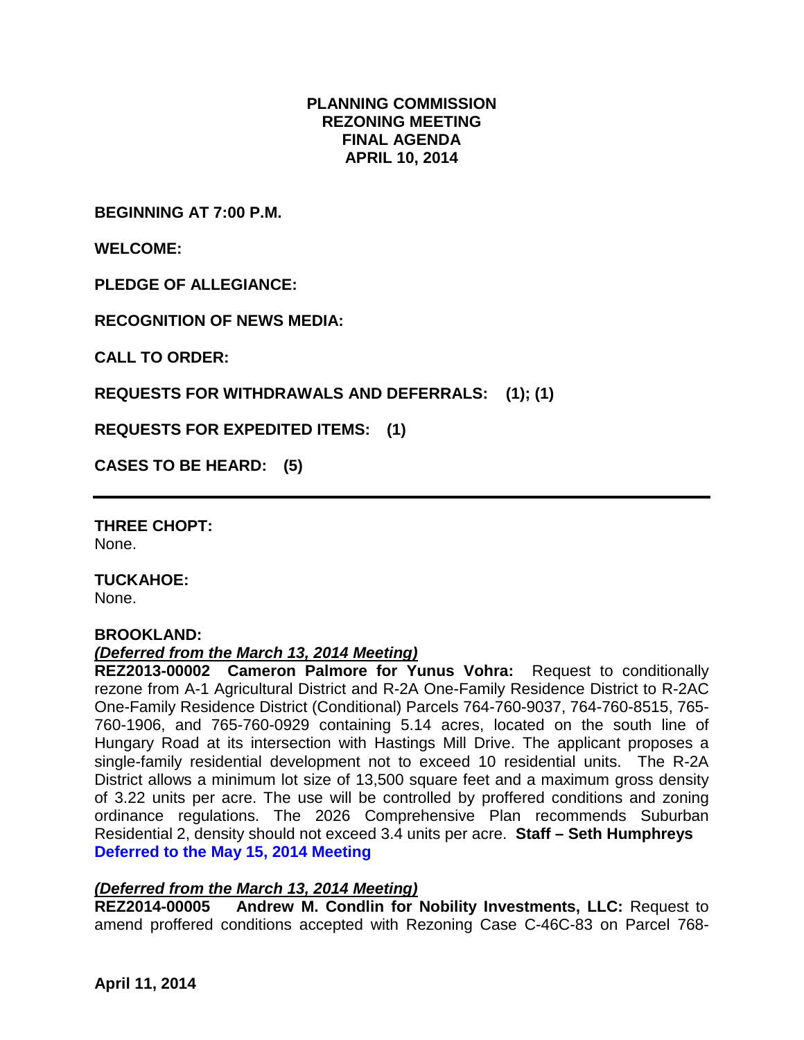**PLANNING COMMISSION**
**REZONING MEETING**
**FINAL AGENDA**
**APRIL 10, 2014**

**BEGINNING AT 7:00 P.M.**

**WELCOME:**

**PLEDGE OF ALLEGIANCE:**

**RECOGNITION OF NEWS MEDIA:**

**CALL TO ORDER:**

**REQUESTS FOR WITHDRAWALS AND DEFERRALS: (1); (1)**

**REQUESTS FOR EXPEDITED ITEMS: (1)**

**CASES TO BE HEARD: (5)**

---

**THREE CHOPT:**
None.

**TUCKAHOE:**
None.

**BROOKLAND:**
***(Deferred from the March 13, 2014 Meeting)***
**REZ2013-00002 Cameron Palmore for Yunus Vohra:** Request to conditionally rezone from A-1 Agricultural District and R-2A One-Family Residence District to R-2AC One-Family Residence District (Conditional) Parcels 764-760-9037, 764-760-8515, 765-760-1906, and 765-760-0929 containing 5.14 acres, located on the south line of Hungary Road at its intersection with Hastings Mill Drive. The applicant proposes a single-family residential development not to exceed 10 residential units. The R-2A District allows a minimum lot size of 13,500 square feet and a maximum gross density of 3.22 units per acre. The use will be controlled by proffered conditions and zoning ordinance regulations. The 2026 Comprehensive Plan recommends Suburban Residential 2, density should not exceed 3.4 units per acre. **Staff – Seth Humphreys**
**Deferred to the May 15, 2014 Meeting**

***(Deferred from the March 13, 2014 Meeting)***
**REZ2014-00005 Andrew M. Condlin for Nobility Investments, LLC:** Request to amend proffered conditions accepted with Rezoning Case C-46C-83 on Parcel 768-

**April 11, 2014**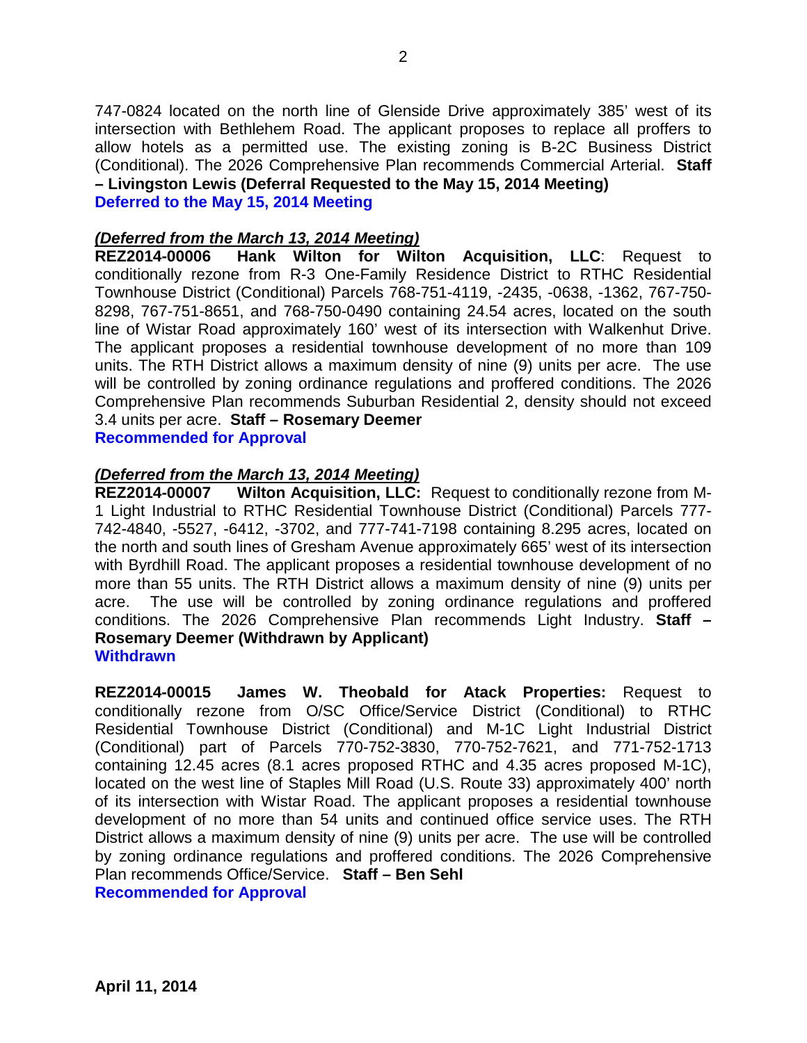747-0824 located on the north line of Glenside Drive approximately 385' west of its intersection with Bethlehem Road. The applicant proposes to replace all proffers to allow hotels as a permitted use. The existing zoning is B-2C Business District (Conditional). The 2026 Comprehensive Plan recommends Commercial Arterial. **Staff – Livingston Lewis (Deferral Requested to the May 15, 2014 Meeting)**
**Deferred to the May 15, 2014 Meeting**

***(Deferred from the March 13, 2014 Meeting)***
**REZ2014-00006 Hank Wilton for Wilton Acquisition, LLC**: Request to conditionally rezone from R-3 One-Family Residence District to RTHC Residential Townhouse District (Conditional) Parcels 768-751-4119, -2435, -0638, -1362, 767-750-8298, 767-751-8651, and 768-750-0490 containing 24.54 acres, located on the south line of Wistar Road approximately 160' west of its intersection with Walkenhut Drive. The applicant proposes a residential townhouse development of no more than 109 units. The RTH District allows a maximum density of nine (9) units per acre. The use will be controlled by zoning ordinance regulations and proffered conditions. The 2026 Comprehensive Plan recommends Suburban Residential 2, density should not exceed 3.4 units per acre. **Staff – Rosemary Deemer**
**Recommended for Approval**

***(Deferred from the March 13, 2014 Meeting)***
**REZ2014-00007 Wilton Acquisition, LLC:** Request to conditionally rezone from M-1 Light Industrial to RTHC Residential Townhouse District (Conditional) Parcels 777-742-4840, -5527, -6412, -3702, and 777-741-7198 containing 8.295 acres, located on the north and south lines of Gresham Avenue approximately 665' west of its intersection with Byrdhill Road. The applicant proposes a residential townhouse development of no more than 55 units. The RTH District allows a maximum density of nine (9) units per acre. The use will be controlled by zoning ordinance regulations and proffered conditions. The 2026 Comprehensive Plan recommends Light Industry. **Staff – Rosemary Deemer (Withdrawn by Applicant)**
**Withdrawn**

**REZ2014-00015 James W. Theobald for Atack Properties:** Request to conditionally rezone from O/SC Office/Service District (Conditional) to RTHC Residential Townhouse District (Conditional) and M-1C Light Industrial District (Conditional) part of Parcels 770-752-3830, 770-752-7621, and 771-752-1713 containing 12.45 acres (8.1 acres proposed RTHC and 4.35 acres proposed M-1C), located on the west line of Staples Mill Road (U.S. Route 33) approximately 400' north of its intersection with Wistar Road. The applicant proposes a residential townhouse development of no more than 54 units and continued office service uses. The RTH District allows a maximum density of nine (9) units per acre. The use will be controlled by zoning ordinance regulations and proffered conditions. The 2026 Comprehensive Plan recommends Office/Service. **Staff – Ben Sehl**
**Recommended for Approval**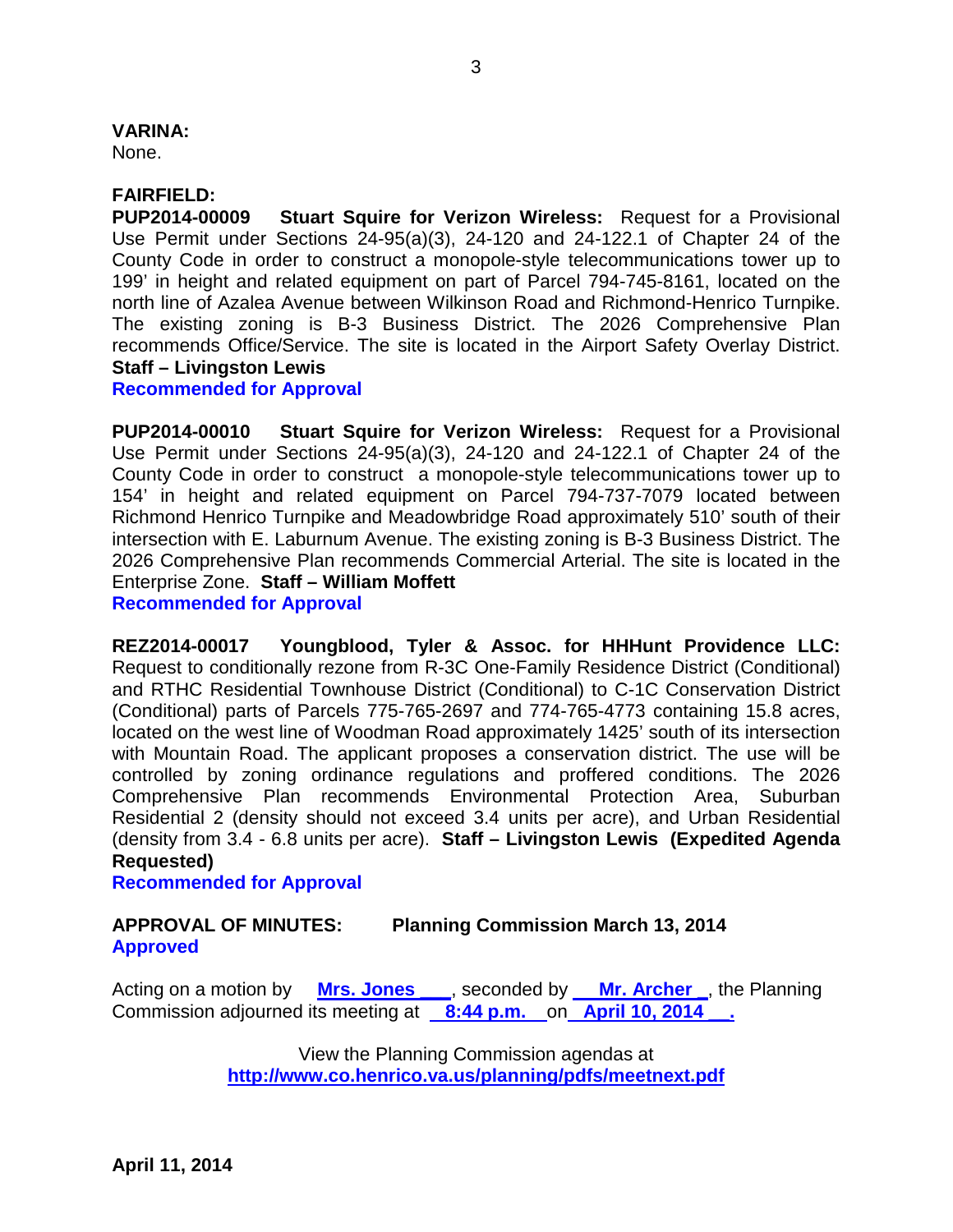**VARINA:**
None.

**FAIRFIELD:**
**PUP2014-00009 Stuart Squire for Verizon Wireless:** Request for a Provisional Use Permit under Sections 24-95(a)(3), 24-120 and 24-122.1 of Chapter 24 of the County Code in order to construct a monopole-style telecommunications tower up to 199' in height and related equipment on part of Parcel 794-745-8161, located on the north line of Azalea Avenue between Wilkinson Road and Richmond-Henrico Turnpike. The existing zoning is B-3 Business District. The 2026 Comprehensive Plan recommends Office/Service. The site is located in the Airport Safety Overlay District. **Staff – Livingston Lewis**
**Recommended for Approval**

**PUP2014-00010 Stuart Squire for Verizon Wireless:** Request for a Provisional Use Permit under Sections 24-95(a)(3), 24-120 and 24-122.1 of Chapter 24 of the County Code in order to construct a monopole-style telecommunications tower up to 154' in height and related equipment on Parcel 794-737-7079 located between Richmond Henrico Turnpike and Meadowbridge Road approximately 510' south of their intersection with E. Laburnum Avenue. The existing zoning is B-3 Business District. The 2026 Comprehensive Plan recommends Commercial Arterial. The site is located in the Enterprise Zone. **Staff – William Moffett**
**Recommended for Approval**

**REZ2014-00017 Youngblood, Tyler & Assoc. for HHHunt Providence LLC:** Request to conditionally rezone from R-3C One-Family Residence District (Conditional) and RTHC Residential Townhouse District (Conditional) to C-1C Conservation District (Conditional) parts of Parcels 775-765-2697 and 774-765-4773 containing 15.8 acres, located on the west line of Woodman Road approximately 1425' south of its intersection with Mountain Road. The applicant proposes a conservation district. The use will be controlled by zoning ordinance regulations and proffered conditions. The 2026 Comprehensive Plan recommends Environmental Protection Area, Suburban Residential 2 (density should not exceed 3.4 units per acre), and Urban Residential (density from 3.4 - 6.8 units per acre). **Staff – Livingston Lewis (Expedited Agenda Requested)**
**Recommended for Approval**

**APPROVAL OF MINUTES: Planning Commission March 13, 2014**
**Approved**

Acting on a motion by **Mrs. Jones**, seconded by **Mr. Archer**, the Planning Commission adjourned its meeting at **8:44 p.m.** on **April 10, 2014**.

View the Planning Commission agendas at
**http://www.co.henrico.va.us/planning/pdfs/meetnext.pdf**

**April 11, 2014**